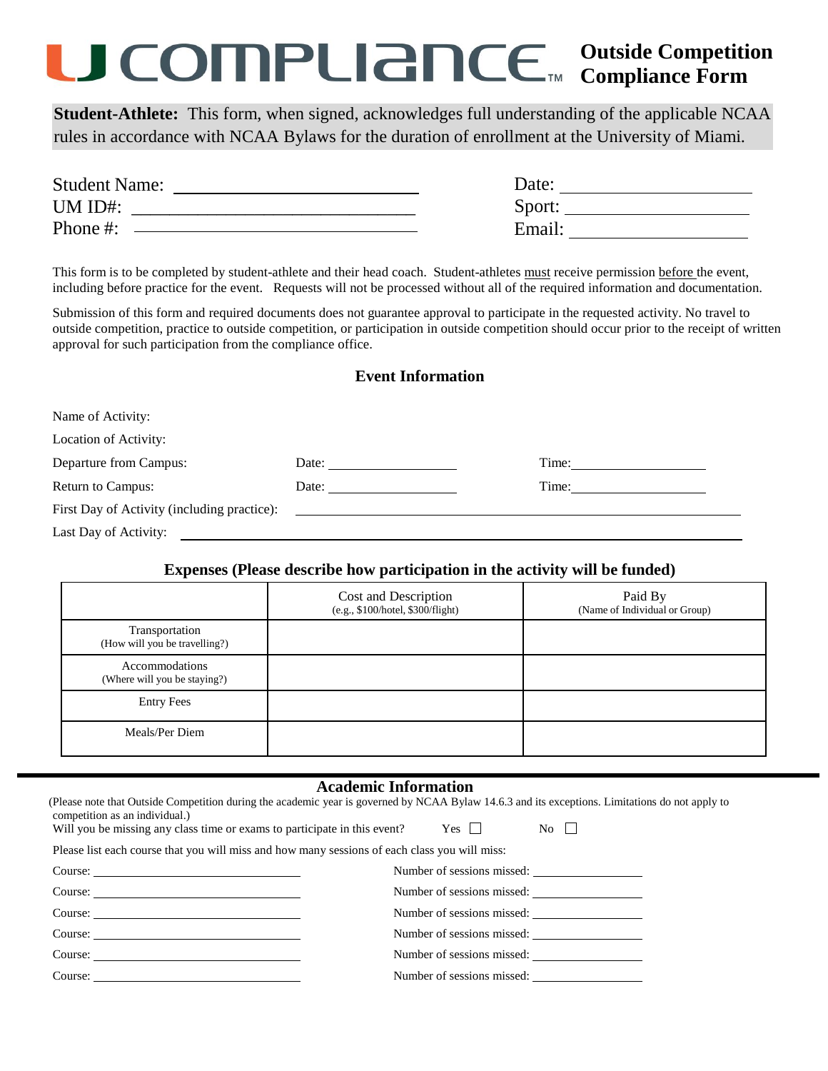# U COMPLIANCE™ Outside Competition Compliance Form

**Student-Athlete:** This form, when signed, acknowledges full understanding of the applicable NCAA rules in accordance with NCAA Bylaws for the duration of enrollment at the University of Miami.

Student Name: ______________________ Date: ______________________

UM ID#: ______________________ Sport: ______________________

Phone #: ______________________ Email: ______________________

This form is to be completed by student-athlete and their head coach. Student-athletes must receive permission before the event, including before practice for the event. Requests will not be processed without all of the required information and documentation.

Submission of this form and required documents does not guarantee approval to participate in the requested activity. No travel to outside competition, practice to outside competition, or participation in outside competition should occur prior to the receipt of written approval for such participation from the compliance office.

## Event Information

Name of Activity:

Location of Activity:

Departure from Campus: Date: ______________ Time: ______________

Return to Campus: Date: ______________ Time: ______________

First Day of Activity (including practice): ______________________

Last Day of Activity: ______________________

## Expenses (Please describe how participation in the activity will be funded)

| | Cost and Description (e.g., $100/hotel, $300/flight) | Paid By (Name of Individual or Group) |
|---|---|---|
| Transportation (How will you be travelling?) | | |
| Accommodations (Where will you be staying?) | | |
| Entry Fees | | |
| Meals/Per Diem | | |

## Academic Information

(Please note that Outside Competition during the academic year is governed by NCAA Bylaw 14.6.3 and its exceptions. Limitations do not apply to competition as an individual.)

Will you be missing any class time or exams to participate in this event? Yes ☐ No ☐

Please list each course that you will miss and how many sessions of each class you will miss:

Course: ______________________ Number of sessions missed: ______________

Course: ______________________ Number of sessions missed: ______________

Course: ______________________ Number of sessions missed: ______________

Course: ______________________ Number of sessions missed: ______________

Course: ______________________ Number of sessions missed: ______________

Course: ______________________ Number of sessions missed: ______________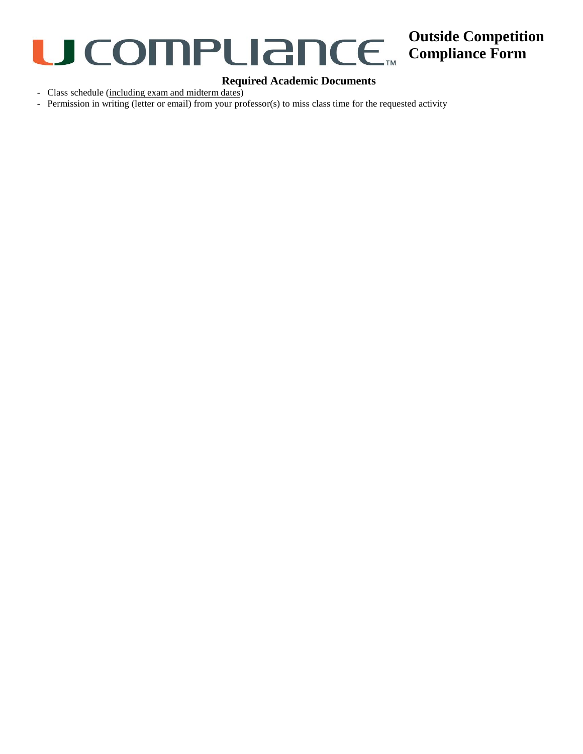# U COMPLIANCE™ Outside Competition Compliance Form

## Required Academic Documents

- Class schedule (including exam and midterm dates)
- Permission in writing (letter or email) from your professor(s) to miss class time for the requested activity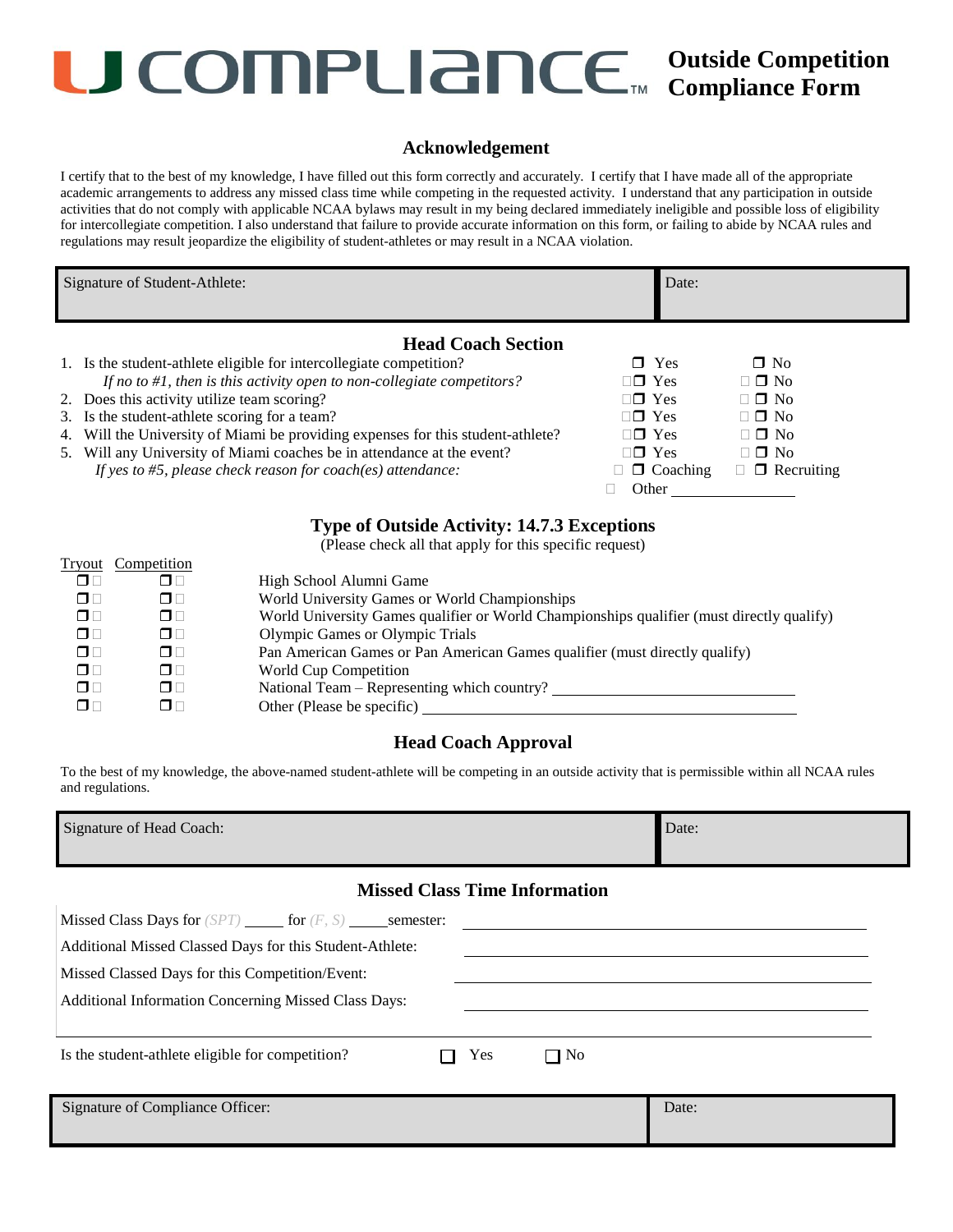# U COMPLIANCE™ Outside Competition Compliance Form

## Acknowledgement

I certify that to the best of my knowledge, I have filled out this form correctly and accurately. I certify that I have made all of the appropriate academic arrangements to address any missed class time while competing in the requested activity. I understand that any participation in outside activities that do not comply with applicable NCAA bylaws may result in my being declared immediately ineligible and possible loss of eligibility for intercollegiate competition. I also understand that failure to provide accurate information on this form, or failing to abide by NCAA rules and regulations may result jeopardize the eligibility of student-athletes or may result in a NCAA violation.

| Signature of Student-Athlete: | Date: |
|---|---|

## Head Coach Section

| | | |
|---|---|---|
| 1. Is the student-athlete eligible for intercollegiate competition? | ☐ Yes | ☐ No |
| *If no to #1, then is this activity open to non-collegiate competitors?* | ☐ Yes | ☐ No |
| 2. Does this activity utilize team scoring? | ☐ Yes | ☐ No |
| 3. Is the student-athlete scoring for a team? | ☐ Yes | ☐ No |
| 4. Will the University of Miami be providing expenses for this student-athlete? | ☐ Yes | ☐ No |
| 5. Will any University of Miami coaches be in attendance at the event? | ☐ Yes | ☐ No |
| *If yes to #5, please check reason for coach(es) attendance:* | ☐ Coaching | ☐ Recruiting |
| | ☐ Other ________ | |

## Type of Outside Activity: 14.7.3 Exceptions

(Please check all that apply for this specific request)

| Tryout | Competition | |
|---|---|---|
| ☐ | ☐ | High School Alumni Game |
| ☐ | ☐ | World University Games or World Championships |
| ☐ | ☐ | World University Games qualifier or World Championships qualifier (must directly qualify) |
| ☐ | ☐ | Olympic Games or Olympic Trials |
| ☐ | ☐ | Pan American Games or Pan American Games qualifier (must directly qualify) |
| ☐ | ☐ | World Cup Competition |
| ☐ | ☐ | National Team – Representing which country? ________ |
| ☐ | ☐ | Other (Please be specific) ________ |

## Head Coach Approval

To the best of my knowledge, the above-named student-athlete will be competing in an outside activity that is permissible within all NCAA rules and regulations.

| Signature of Head Coach: | Date: |
|---|---|

## Missed Class Time Information

Missed Class Days for *(SPT)* _____ for *(F, S)* _____semester: ________

Additional Missed Classed Days for this Student-Athlete: ________

Missed Classed Days for this Competition/Event: ________

Additional Information Concerning Missed Class Days: ________

Is the student-athlete eligible for competition? ☐ Yes ☐ No

| Signature of Compliance Officer: | Date: |
|---|---|